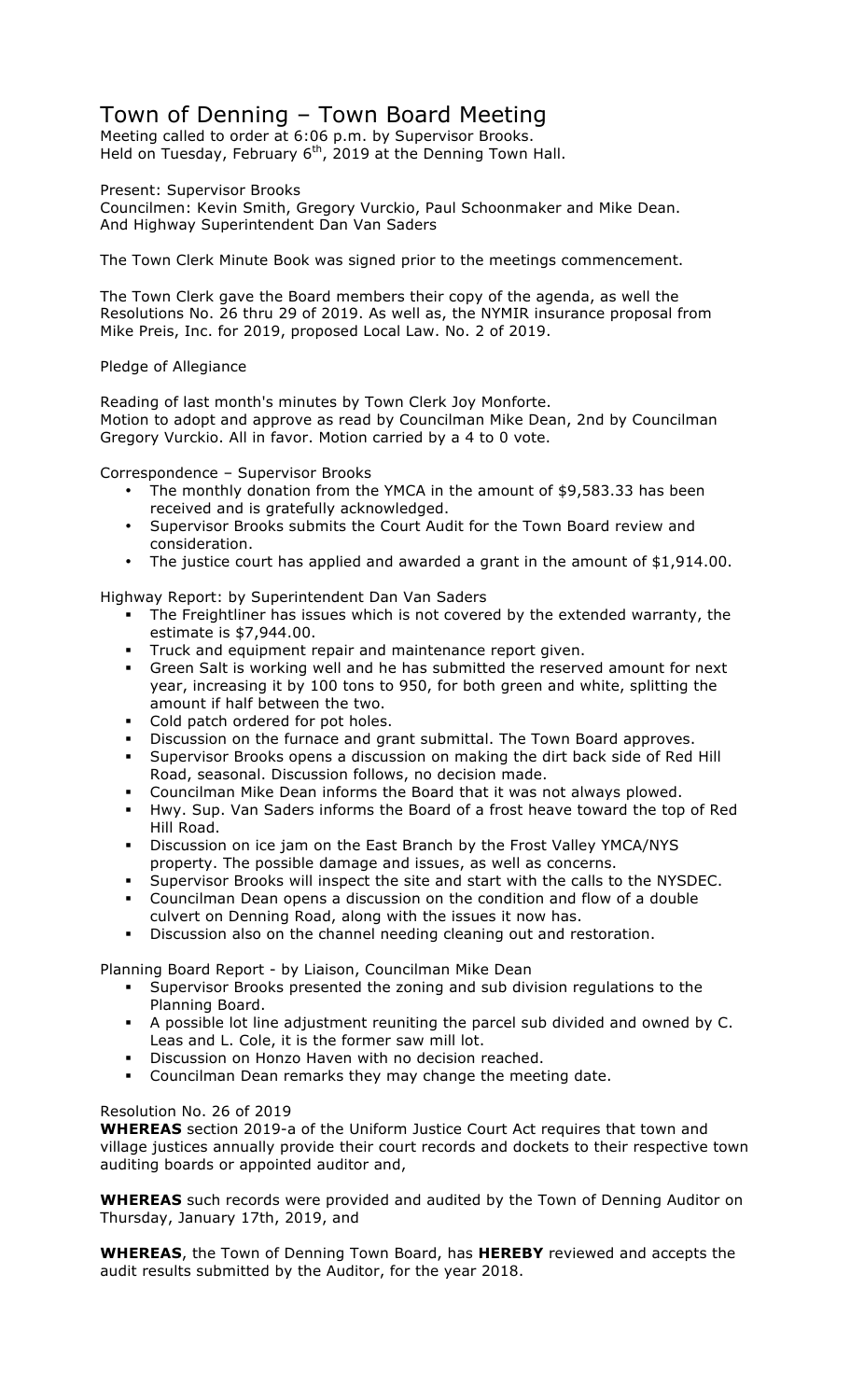# Town of Denning – Town Board Meeting

Meeting called to order at 6:06 p.m. by Supervisor Brooks.
Held on Tuesday, February 6th, 2019 at the Denning Town Hall.

Present: Supervisor Brooks
Councilmen: Kevin Smith, Gregory Vurckio, Paul Schoonmaker and Mike Dean.
And Highway Superintendent Dan Van Saders

The Town Clerk Minute Book was signed prior to the meetings commencement.

The Town Clerk gave the Board members their copy of the agenda, as well the Resolutions No. 26 thru 29 of 2019. As well as, the NYMIR insurance proposal from Mike Preis, Inc. for 2019, proposed Local Law. No. 2 of 2019.

Pledge of Allegiance

Reading of last month's minutes by Town Clerk Joy Monforte.
Motion to adopt and approve as read by Councilman Mike Dean, 2nd by Councilman Gregory Vurckio. All in favor. Motion carried by a 4 to 0 vote.

Correspondence – Supervisor Brooks

- The monthly donation from the YMCA in the amount of $9,583.33 has been received and is gratefully acknowledged.
- Supervisor Brooks submits the Court Audit for the Town Board review and consideration.
- The justice court has applied and awarded a grant in the amount of $1,914.00.

Highway Report: by Superintendent Dan Van Saders

- The Freightliner has issues which is not covered by the extended warranty, the estimate is $7,944.00.
- Truck and equipment repair and maintenance report given.
- Green Salt is working well and he has submitted the reserved amount for next year, increasing it by 100 tons to 950, for both green and white, splitting the amount if half between the two.
- Cold patch ordered for pot holes.
- Discussion on the furnace and grant submittal. The Town Board approves.
- Supervisor Brooks opens a discussion on making the dirt back side of Red Hill Road, seasonal. Discussion follows, no decision made.
- Councilman Mike Dean informs the Board that it was not always plowed.
- Hwy. Sup. Van Saders informs the Board of a frost heave toward the top of Red Hill Road.
- Discussion on ice jam on the East Branch by the Frost Valley YMCA/NYS property. The possible damage and issues, as well as concerns.
- Supervisor Brooks will inspect the site and start with the calls to the NYSDEC.
- Councilman Dean opens a discussion on the condition and flow of a double culvert on Denning Road, along with the issues it now has.
- Discussion also on the channel needing cleaning out and restoration.

Planning Board Report - by Liaison, Councilman Mike Dean

- Supervisor Brooks presented the zoning and sub division regulations to the Planning Board.
- A possible lot line adjustment reuniting the parcel sub divided and owned by C. Leas and L. Cole, it is the former saw mill lot.
- Discussion on Honzo Haven with no decision reached.
- Councilman Dean remarks they may change the meeting date.

Resolution No. 26 of 2019

**WHEREAS** section 2019-a of the Uniform Justice Court Act requires that town and village justices annually provide their court records and dockets to their respective town auditing boards or appointed auditor and,

**WHEREAS** such records were provided and audited by the Town of Denning Auditor on Thursday, January 17th, 2019, and

**WHEREAS**, the Town of Denning Town Board, has **HEREBY** reviewed and accepts the audit results submitted by the Auditor, for the year 2018.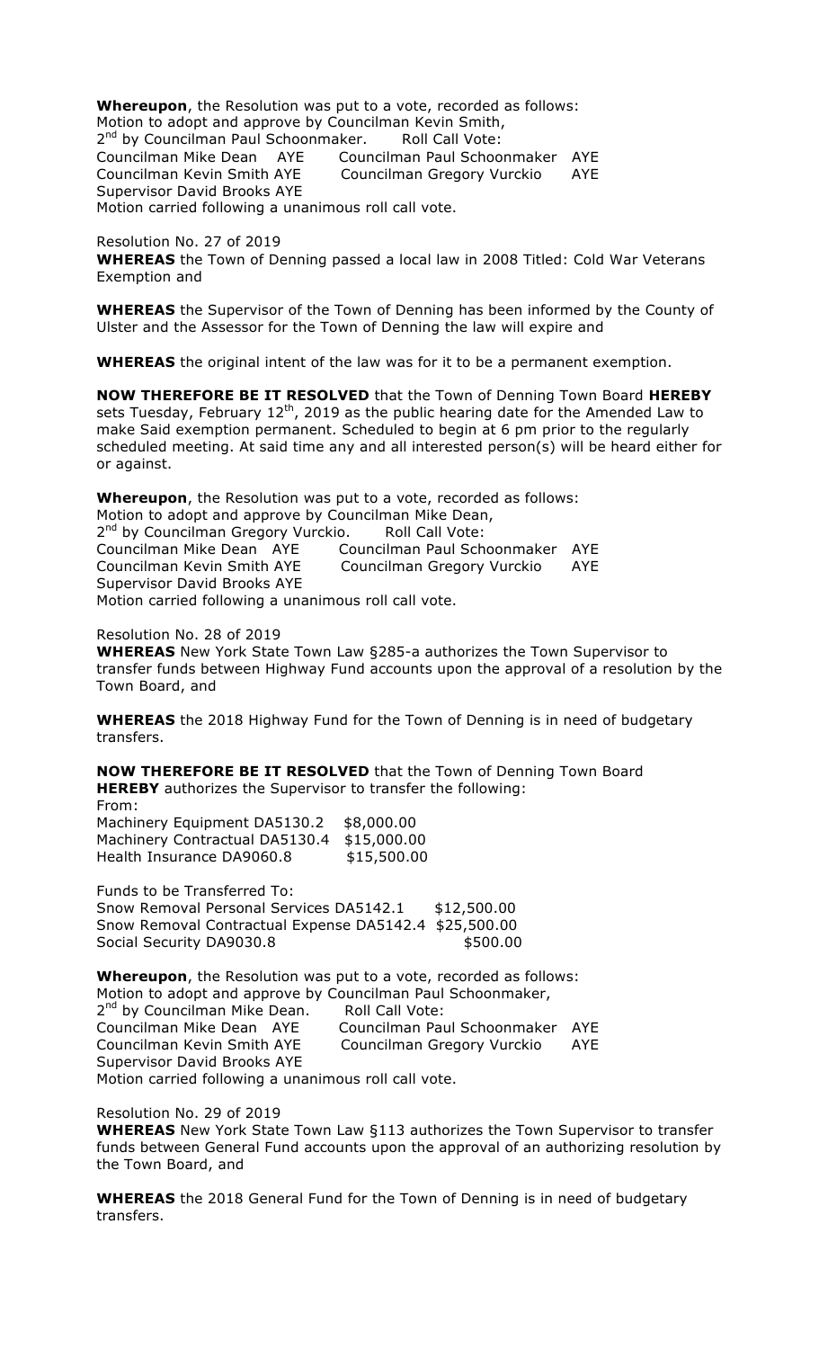**Whereupon**, the Resolution was put to a vote, recorded as follows:
Motion to adopt and approve by Councilman Kevin Smith,
2nd by Councilman Paul Schoonmaker.     Roll Call Vote:
Councilman Mike Dean   AYE     Councilman Paul Schoonmaker  AYE
Councilman Kevin Smith AYE     Councilman Gregory Vurckio    AYE
Supervisor David Brooks AYE
Motion carried following a unanimous roll call vote.

Resolution No. 27 of 2019
**WHEREAS** the Town of Denning passed a local law in 2008 Titled: Cold War Veterans Exemption and

**WHEREAS** the Supervisor of the Town of Denning has been informed by the County of Ulster and the Assessor for the Town of Denning the law will expire and

**WHEREAS** the original intent of the law was for it to be a permanent exemption.

**NOW THEREFORE BE IT RESOLVED** that the Town of Denning Town Board **HEREBY** sets Tuesday, February 12th, 2019 as the public hearing date for the Amended Law to make Said exemption permanent. Scheduled to begin at 6 pm prior to the regularly scheduled meeting. At said time any and all interested person(s) will be heard either for or against.

**Whereupon**, the Resolution was put to a vote, recorded as follows:
Motion to adopt and approve by Councilman Mike Dean,
2nd by Councilman Gregory Vurckio.     Roll Call Vote:
Councilman Mike Dean   AYE     Councilman Paul Schoonmaker  AYE
Councilman Kevin Smith AYE     Councilman Gregory Vurckio    AYE
Supervisor David Brooks AYE
Motion carried following a unanimous roll call vote.

Resolution No. 28 of 2019
**WHEREAS** New York State Town Law §285-a authorizes the Town Supervisor to transfer funds between Highway Fund accounts upon the approval of a resolution by the Town Board, and

**WHEREAS** the 2018 Highway Fund for the Town of Denning is in need of budgetary transfers.

**NOW THEREFORE BE IT RESOLVED** that the Town of Denning Town Board **HEREBY** authorizes the Supervisor to transfer the following:
From:
Machinery Equipment DA5130.2   $8,000.00
Machinery Contractual DA5130.4   $15,000.00
Health Insurance DA9060.8   $15,500.00

Funds to be Transferred To:
Snow Removal Personal Services DA5142.1   $12,500.00
Snow Removal Contractual Expense DA5142.4   $25,500.00
Social Security DA9030.8   $500.00

**Whereupon**, the Resolution was put to a vote, recorded as follows:
Motion to adopt and approve by Councilman Paul Schoonmaker,
2nd by Councilman Mike Dean.     Roll Call Vote:
Councilman Mike Dean   AYE     Councilman Paul Schoonmaker  AYE
Councilman Kevin Smith AYE     Councilman Gregory Vurckio    AYE
Supervisor David Brooks AYE
Motion carried following a unanimous roll call vote.

Resolution No. 29 of 2019
**WHEREAS** New York State Town Law §113 authorizes the Town Supervisor to transfer funds between General Fund accounts upon the approval of an authorizing resolution by the Town Board, and

**WHEREAS** the 2018 General Fund for the Town of Denning is in need of budgetary transfers.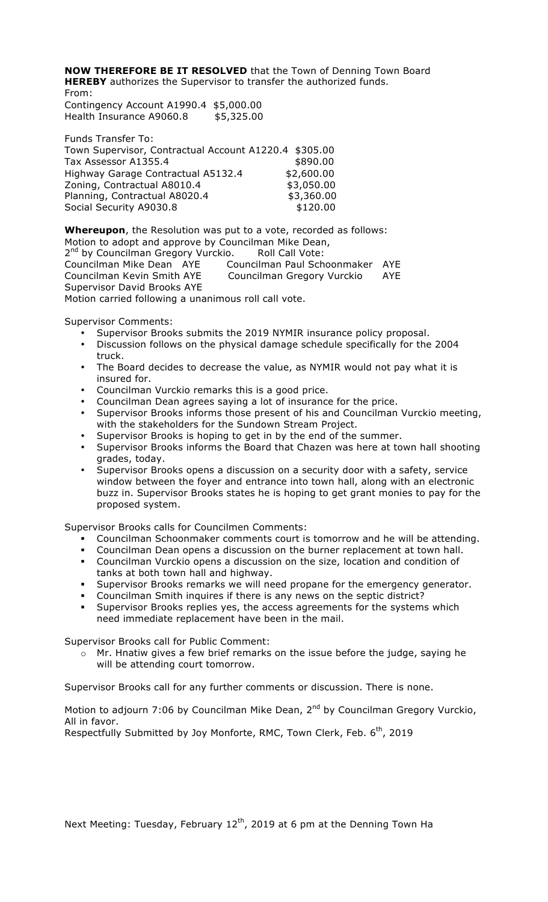**NOW THEREFORE BE IT RESOLVED** that the Town of Denning Town Board **HEREBY** authorizes the Supervisor to transfer the authorized funds.
From:
Contingency Account A1990.4 $5,000.00
Health Insurance A9060.8 $5,325.00

Funds Transfer To:

| | |
|---|---|
| Town Supervisor, Contractual Account A1220.4 | $305.00 |
| Tax Assessor A1355.4 | $890.00 |
| Highway Garage Contractual A5132.4 | $2,600.00 |
| Zoning, Contractual A8010.4 | $3,050.00 |
| Planning, Contractual A8020.4 | $3,360.00 |
| Social Security A9030.8 | $120.00 |

**Whereupon**, the Resolution was put to a vote, recorded as follows:
Motion to adopt and approve by Councilman Mike Dean,
2nd by Councilman Gregory Vurckio. Roll Call Vote:
Councilman Mike Dean AYE Councilman Paul Schoonmaker AYE
Councilman Kevin Smith AYE Councilman Gregory Vurckio AYE
Supervisor David Brooks AYE
Motion carried following a unanimous roll call vote.

Supervisor Comments:

- Supervisor Brooks submits the 2019 NYMIR insurance policy proposal.
- Discussion follows on the physical damage schedule specifically for the 2004 truck.
- The Board decides to decrease the value, as NYMIR would not pay what it is insured for.
- Councilman Vurckio remarks this is a good price.
- Councilman Dean agrees saying a lot of insurance for the price.
- Supervisor Brooks informs those present of his and Councilman Vurckio meeting, with the stakeholders for the Sundown Stream Project.
- Supervisor Brooks is hoping to get in by the end of the summer.
- Supervisor Brooks informs the Board that Chazen was here at town hall shooting grades, today.
- Supervisor Brooks opens a discussion on a security door with a safety, service window between the foyer and entrance into town hall, along with an electronic buzz in. Supervisor Brooks states he is hoping to get grant monies to pay for the proposed system.

Supervisor Brooks calls for Councilmen Comments:

- Councilman Schoonmaker comments court is tomorrow and he will be attending.
- Councilman Dean opens a discussion on the burner replacement at town hall.
- Councilman Vurckio opens a discussion on the size, location and condition of tanks at both town hall and highway.
- Supervisor Brooks remarks we will need propane for the emergency generator.
- Councilman Smith inquires if there is any news on the septic district?
- Supervisor Brooks replies yes, the access agreements for the systems which need immediate replacement have been in the mail.

Supervisor Brooks call for Public Comment:

- Mr. Hnatiw gives a few brief remarks on the issue before the judge, saying he will be attending court tomorrow.

Supervisor Brooks call for any further comments or discussion. There is none.

Motion to adjourn 7:06 by Councilman Mike Dean, 2nd by Councilman Gregory Vurckio, All in favor.
Respectfully Submitted by Joy Monforte, RMC, Town Clerk, Feb. 6th, 2019

Next Meeting: Tuesday, February 12th, 2019 at 6 pm at the Denning Town Ha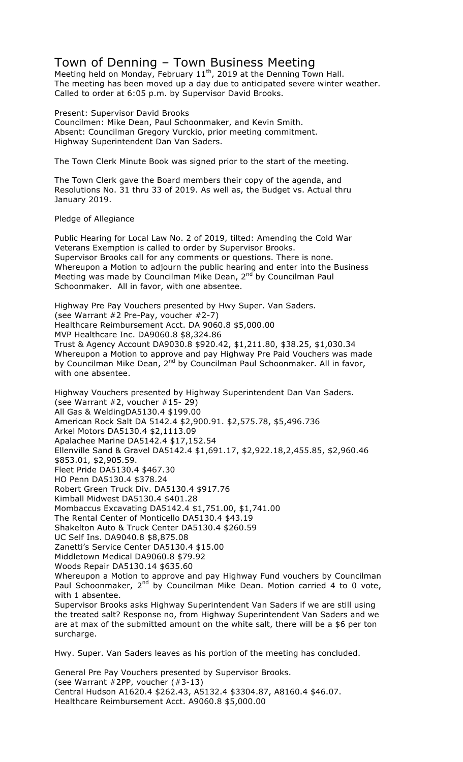# Town of Denning – Town Business Meeting

Meeting held on Monday, February 11th, 2019 at the Denning Town Hall.
The meeting has been moved up a day due to anticipated severe winter weather.
Called to order at 6:05 p.m. by Supervisor David Brooks.

Present: Supervisor David Brooks
Councilmen: Mike Dean, Paul Schoonmaker, and Kevin Smith.
Absent: Councilman Gregory Vurckio, prior meeting commitment.
Highway Superintendent Dan Van Saders.

The Town Clerk Minute Book was signed prior to the start of the meeting.

The Town Clerk gave the Board members their copy of the agenda, and Resolutions No. 31 thru 33 of 2019. As well as, the Budget vs. Actual thru January 2019.

Pledge of Allegiance

Public Hearing for Local Law No. 2 of 2019, tilted: Amending the Cold War Veterans Exemption is called to order by Supervisor Brooks.
Supervisor Brooks call for any comments or questions. There is none.
Whereupon a Motion to adjourn the public hearing and enter into the Business Meeting was made by Councilman Mike Dean, 2nd by Councilman Paul Schoonmaker. All in favor, with one absentee.

Highway Pre Pay Vouchers presented by Hwy Super. Van Saders.
(see Warrant #2 Pre-Pay, voucher #2-7)
Healthcare Reimbursement Acct. DA 9060.8 $5,000.00
MVP Healthcare Inc. DA9060.8 $8,324.86
Trust & Agency Account DA9030.8 $920.42, $1,211.80, $38.25, $1,030.34
Whereupon a Motion to approve and pay Highway Pre Paid Vouchers was made by Councilman Mike Dean, 2nd by Councilman Paul Schoonmaker. All in favor, with one absentee.

Highway Vouchers presented by Highway Superintendent Dan Van Saders.
(see Warrant #2, voucher #15- 29)
All Gas & WeldingDA5130.4 $199.00
American Rock Salt DA 5142.4 $2,900.91. $2,575.78, $5,496.736
Arkel Motors DA5130.4 $2,1113.09
Apalachee Marine DA5142.4 $17,152.54
Ellenville Sand & Gravel DA5142.4 $1,691.17, $2,922.18,2,455.85, $2,960.46 $853.01, $2,905.59.
Fleet Pride DA5130.4 $467.30
HO Penn DA5130.4 $378.24
Robert Green Truck Div. DA5130.4 $917.76
Kimball Midwest DA5130.4 $401.28
Mombaccus Excavating DA5142.4 $1,751.00, $1,741.00
The Rental Center of Monticello DA5130.4 $43.19
Shakelton Auto & Truck Center DA5130.4 $260.59
UC Self Ins. DA9040.8 $8,875.08
Zanetti's Service Center DA5130.4 $15.00
Middletown Medical DA9060.8 $79.92
Woods Repair DA5130.14 $635.60
Whereupon a Motion to approve and pay Highway Fund vouchers by Councilman Paul Schoonmaker, 2nd by Councilman Mike Dean. Motion carried 4 to 0 vote, with 1 absentee.
Supervisor Brooks asks Highway Superintendent Van Saders if we are still using the treated salt? Response no, from Highway Superintendent Van Saders and we are at max of the submitted amount on the white salt, there will be a $6 per ton surcharge.

Hwy. Super. Van Saders leaves as his portion of the meeting has concluded.

General Pre Pay Vouchers presented by Supervisor Brooks.
(see Warrant #2PP, voucher (#3-13)
Central Hudson A1620.4 $262.43, A5132.4 $3304.87, A8160.4 $46.07.
Healthcare Reimbursement Acct. A9060.8 $5,000.00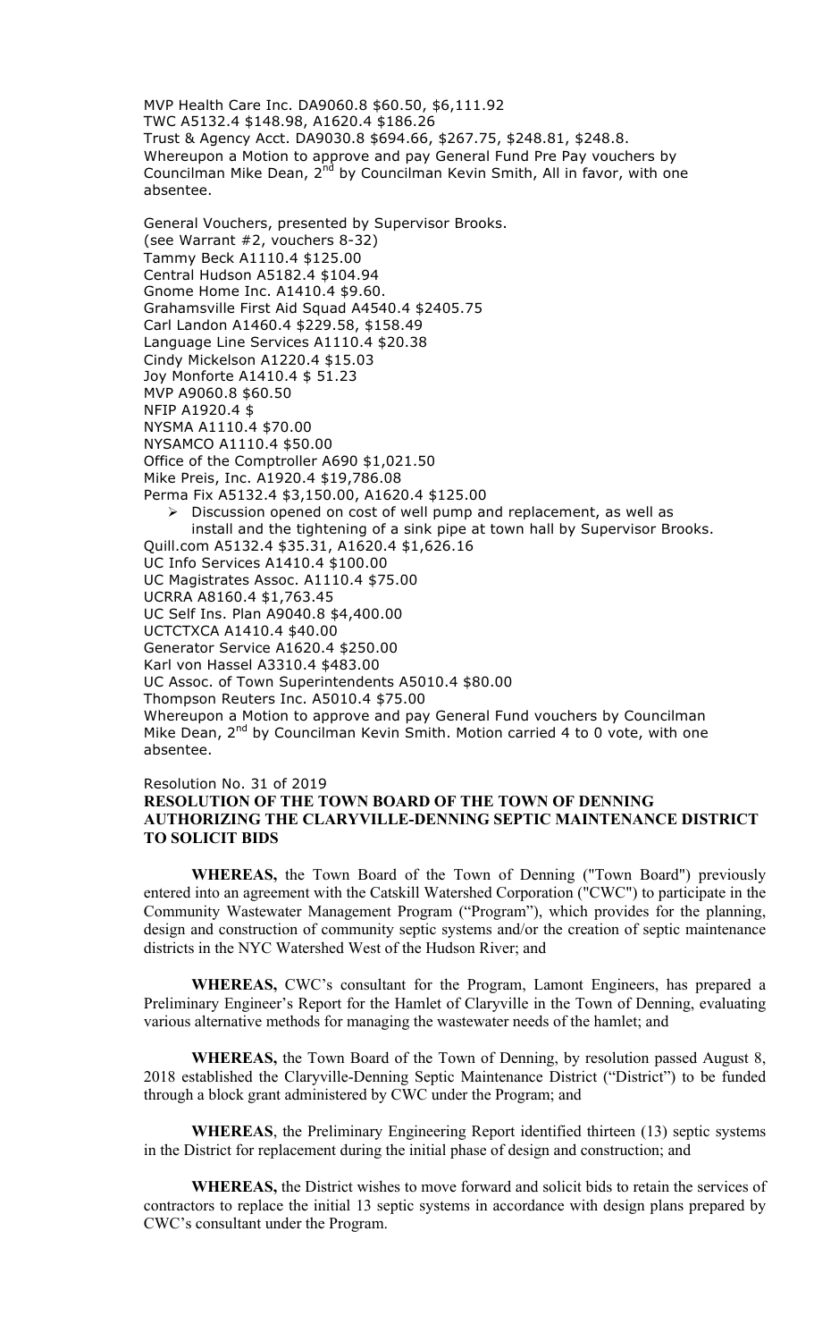MVP Health Care Inc. DA9060.8 $60.50, $6,111.92
TWC A5132.4 $148.98, A1620.4 $186.26
Trust & Agency Acct. DA9030.8 $694.66, $267.75, $248.81, $248.8.
Whereupon a Motion to approve and pay General Fund Pre Pay vouchers by Councilman Mike Dean, 2nd by Councilman Kevin Smith, All in favor, with one absentee.

General Vouchers, presented by Supervisor Brooks.
(see Warrant #2, vouchers 8-32)
Tammy Beck A1110.4 $125.00
Central Hudson A5182.4 $104.94
Gnome Home Inc. A1410.4 $9.60.
Grahamsville First Aid Squad A4540.4 $2405.75
Carl Landon A1460.4 $229.58, $158.49
Language Line Services A1110.4 $20.38
Cindy Mickelson A1220.4 $15.03
Joy Monforte A1410.4 $ 51.23
MVP A9060.8 $60.50
NFIP A1920.4 $
NYSMA A1110.4 $70.00
NYSAMCO A1110.4 $50.00
Office of the Comptroller A690 $1,021.50
Mike Preis, Inc. A1920.4 $19,786.08
Perma Fix A5132.4 $3,150.00, A1620.4 $125.00

- Discussion opened on cost of well pump and replacement, as well as install and the tightening of a sink pipe at town hall by Supervisor Brooks.

Quill.com A5132.4 $35.31, A1620.4 $1,626.16
UC Info Services A1410.4 $100.00
UC Magistrates Assoc. A1110.4 $75.00
UCRRA A8160.4 $1,763.45
UC Self Ins. Plan A9040.8 $4,400.00
UCTCTXCA A1410.4 $40.00
Generator Service A1620.4 $250.00
Karl von Hassel A3310.4 $483.00
UC Assoc. of Town Superintendents A5010.4 $80.00
Thompson Reuters Inc. A5010.4 $75.00
Whereupon a Motion to approve and pay General Fund vouchers by Councilman Mike Dean, 2nd by Councilman Kevin Smith. Motion carried 4 to 0 vote, with one absentee.

Resolution No. 31 of 2019

**RESOLUTION OF THE TOWN BOARD OF THE TOWN OF DENNING AUTHORIZING THE CLARYVILLE-DENNING SEPTIC MAINTENANCE DISTRICT TO SOLICIT BIDS**

**WHEREAS,** the Town Board of the Town of Denning ("Town Board") previously entered into an agreement with the Catskill Watershed Corporation ("CWC") to participate in the Community Wastewater Management Program ("Program"), which provides for the planning, design and construction of community septic systems and/or the creation of septic maintenance districts in the NYC Watershed West of the Hudson River; and

**WHEREAS,** CWC's consultant for the Program, Lamont Engineers, has prepared a Preliminary Engineer's Report for the Hamlet of Claryville in the Town of Denning, evaluating various alternative methods for managing the wastewater needs of the hamlet; and

**WHEREAS,** the Town Board of the Town of Denning, by resolution passed August 8, 2018 established the Claryville-Denning Septic Maintenance District ("District") to be funded through a block grant administered by CWC under the Program; and

**WHEREAS**, the Preliminary Engineering Report identified thirteen (13) septic systems in the District for replacement during the initial phase of design and construction; and

**WHEREAS,** the District wishes to move forward and solicit bids to retain the services of contractors to replace the initial 13 septic systems in accordance with design plans prepared by CWC's consultant under the Program.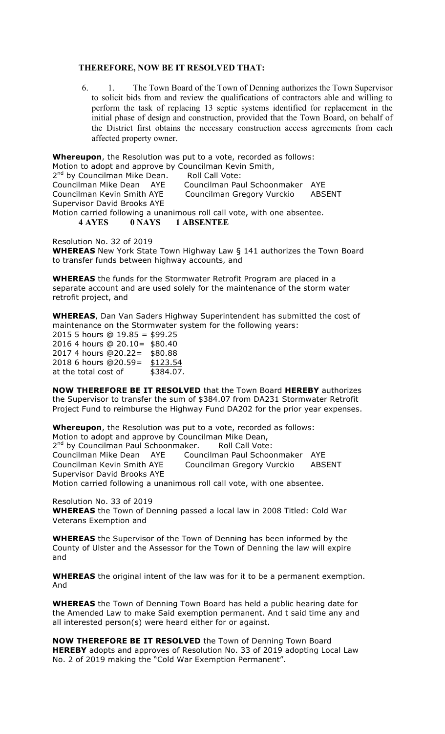**THEREFORE, NOW BE IT RESOLVED THAT:**

6. 1. The Town Board of the Town of Denning authorizes the Town Supervisor to solicit bids from and review the qualifications of contractors able and willing to perform the task of replacing 13 septic systems identified for replacement in the initial phase of design and construction, provided that the Town Board, on behalf of the District first obtains the necessary construction access agreements from each affected property owner.

**Whereupon**, the Resolution was put to a vote, recorded as follows:
Motion to adopt and approve by Councilman Kevin Smith,
2nd by Councilman Mike Dean. Roll Call Vote:
Councilman Mike Dean AYE Councilman Paul Schoonmaker AYE
Councilman Kevin Smith AYE Councilman Gregory Vurckio ABSENT
Supervisor David Brooks AYE
Motion carried following a unanimous roll call vote, with one absentee.

**4 AYES 0 NAYS 1 ABSENTEE**

Resolution No. 32 of 2019
**WHEREAS** New York State Town Highway Law § 141 authorizes the Town Board to transfer funds between highway accounts, and

**WHEREAS** the funds for the Stormwater Retrofit Program are placed in a separate account and are used solely for the maintenance of the storm water retrofit project, and

**WHEREAS**, Dan Van Saders Highway Superintendent has submitted the cost of maintenance on the Stormwater system for the following years:
2015 5 hours @ 19.85 = $99.25
2016 4 hours @ 20.10= $80.40
2017 4 hours @20.22= $80.88
2018 6 hours @20.59= $123.54
at the total cost of $384.07.

**NOW THEREFORE BE IT RESOLVED** that the Town Board **HEREBY** authorizes the Supervisor to transfer the sum of $384.07 from DA231 Stormwater Retrofit Project Fund to reimburse the Highway Fund DA202 for the prior year expenses.

**Whereupon**, the Resolution was put to a vote, recorded as follows:
Motion to adopt and approve by Councilman Mike Dean,
2nd by Councilman Paul Schoonmaker. Roll Call Vote:
Councilman Mike Dean AYE Councilman Paul Schoonmaker AYE
Councilman Kevin Smith AYE Councilman Gregory Vurckio ABSENT
Supervisor David Brooks AYE
Motion carried following a unanimous roll call vote, with one absentee.

Resolution No. 33 of 2019
**WHEREAS** the Town of Denning passed a local law in 2008 Titled: Cold War Veterans Exemption and

**WHEREAS** the Supervisor of the Town of Denning has been informed by the County of Ulster and the Assessor for the Town of Denning the law will expire and

**WHEREAS** the original intent of the law was for it to be a permanent exemption. And

**WHEREAS** the Town of Denning Town Board has held a public hearing date for the Amended Law to make Said exemption permanent. And t said time any and all interested person(s) were heard either for or against.

**NOW THEREFORE BE IT RESOLVED** the Town of Denning Town Board **HEREBY** adopts and approves of Resolution No. 33 of 2019 adopting Local Law No. 2 of 2019 making the "Cold War Exemption Permanent".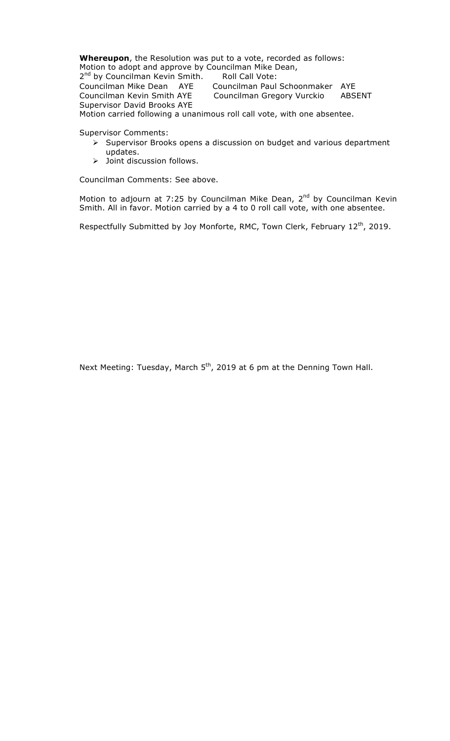**Whereupon**, the Resolution was put to a vote, recorded as follows:
Motion to adopt and approve by Councilman Mike Dean,
2nd by Councilman Kevin Smith. Roll Call Vote:

| | |
|---|---|
| Councilman Mike Dean AYE | Councilman Paul Schoonmaker AYE |
| Councilman Kevin Smith AYE | Councilman Gregory Vurckio ABSENT |
| Supervisor David Brooks AYE | |

Motion carried following a unanimous roll call vote, with one absentee.

Supervisor Comments:

- Supervisor Brooks opens a discussion on budget and various department updates.
- Joint discussion follows.

Councilman Comments: See above.

Motion to adjourn at 7:25 by Councilman Mike Dean, 2nd by Councilman Kevin Smith. All in favor. Motion carried by a 4 to 0 roll call vote, with one absentee.

Respectfully Submitted by Joy Monforte, RMC, Town Clerk, February 12th, 2019.

Next Meeting: Tuesday, March 5th, 2019 at 6 pm at the Denning Town Hall.